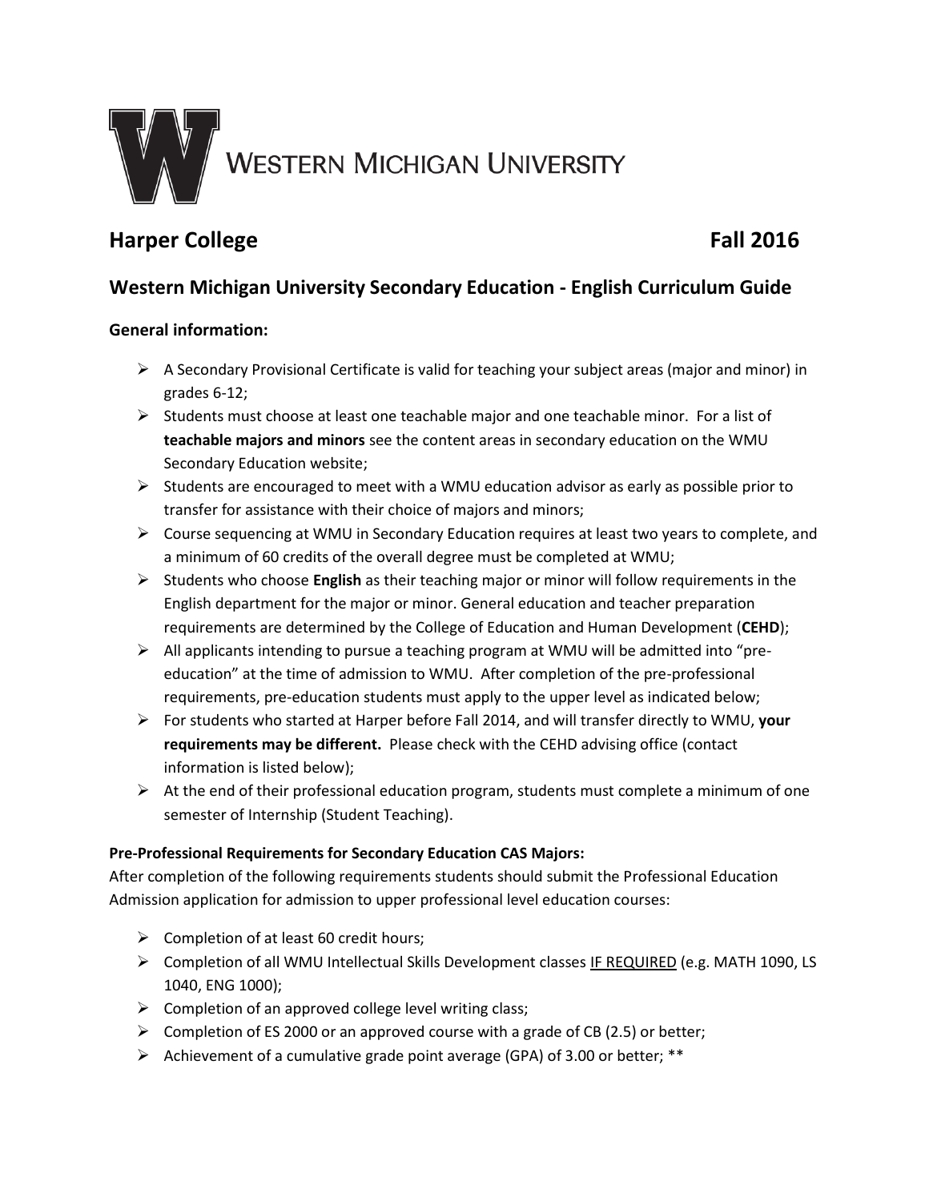WESTERN MICHIGAN UNIVERSITY

## Harper College                                                                                    Fall 2016

## Western Michigan University Secondary Education - English Curriculum Guide

### General information:

- A Secondary Provisional Certificate is valid for teaching your subject areas (major and minor) in grades 6-12;
- Students must choose at least one teachable major and one teachable minor. For a list of **teachable majors and minors** see the content areas in secondary education on the WMU Secondary Education website;
- Students are encouraged to meet with a WMU education advisor as early as possible prior to transfer for assistance with their choice of majors and minors;
- Course sequencing at WMU in Secondary Education requires at least two years to complete, and a minimum of 60 credits of the overall degree must be completed at WMU;
- Students who choose **English** as their teaching major or minor will follow requirements in the English department for the major or minor. General education and teacher preparation requirements are determined by the College of Education and Human Development (**CEHD**);
- All applicants intending to pursue a teaching program at WMU will be admitted into "pre-education" at the time of admission to WMU. After completion of the pre-professional requirements, pre-education students must apply to the upper level as indicated below;
- For students who started at Harper before Fall 2014, and will transfer directly to WMU, **your requirements may be different.** Please check with the CEHD advising office (contact information is listed below);
- At the end of their professional education program, students must complete a minimum of one semester of Internship (Student Teaching).

### Pre-Professional Requirements for Secondary Education CAS Majors:

After completion of the following requirements students should submit the Professional Education Admission application for admission to upper professional level education courses:

- Completion of at least 60 credit hours;
- Completion of all WMU Intellectual Skills Development classes IF REQUIRED (e.g. MATH 1090, LS 1040, ENG 1000);
- Completion of an approved college level writing class;
- Completion of ES 2000 or an approved course with a grade of CB (2.5) or better;
- Achievement of a cumulative grade point average (GPA) of 3.00 or better; **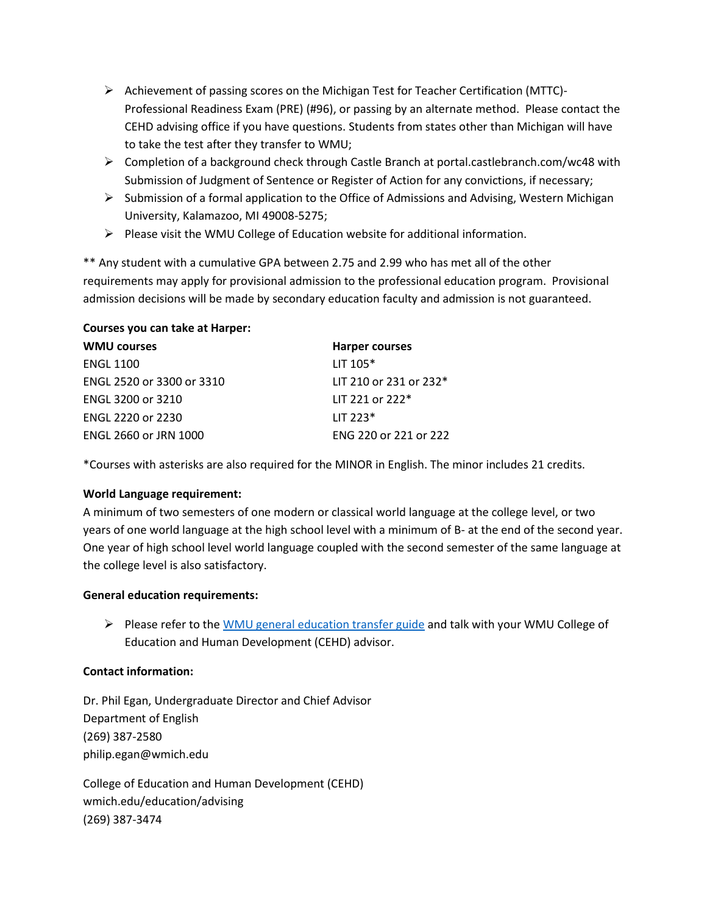- Achievement of passing scores on the Michigan Test for Teacher Certification (MTTC)-Professional Readiness Exam (PRE) (#96), or passing by an alternate method. Please contact the CEHD advising office if you have questions. Students from states other than Michigan will have to take the test after they transfer to WMU;
- Completion of a background check through Castle Branch at portal.castlebranch.com/wc48 with Submission of Judgment of Sentence or Register of Action for any convictions, if necessary;
- Submission of a formal application to the Office of Admissions and Advising, Western Michigan University, Kalamazoo, MI 49008-5275;
- Please visit the WMU College of Education website for additional information.

** Any student with a cumulative GPA between 2.75 and 2.99 who has met all of the other requirements may apply for provisional admission to the professional education program. Provisional admission decisions will be made by secondary education faculty and admission is not guaranteed.

**Courses you can take at Harper:**

| WMU courses | Harper courses |
|---|---|
| ENGL 1100 | LIT 105* |
| ENGL 2520 or 3300 or 3310 | LIT 210 or 231 or 232* |
| ENGL 3200 or 3210 | LIT 221 or 222* |
| ENGL 2220 or 2230 | LIT 223* |
| ENGL 2660 or JRN 1000 | ENG 220 or 221 or 222 |

*Courses with asterisks are also required for the MINOR in English. The minor includes 21 credits.

**World Language requirement:**

A minimum of two semesters of one modern or classical world language at the college level, or two years of one world language at the high school level with a minimum of B- at the end of the second year. One year of high school level world language coupled with the second semester of the same language at the college level is also satisfactory.

**General education requirements:**

- Please refer to the WMU general education transfer guide and talk with your WMU College of Education and Human Development (CEHD) advisor.

**Contact information:**

Dr. Phil Egan, Undergraduate Director and Chief Advisor
Department of English
(269) 387-2580
philip.egan@wmich.edu

College of Education and Human Development (CEHD)
wmich.edu/education/advising
(269) 387-3474